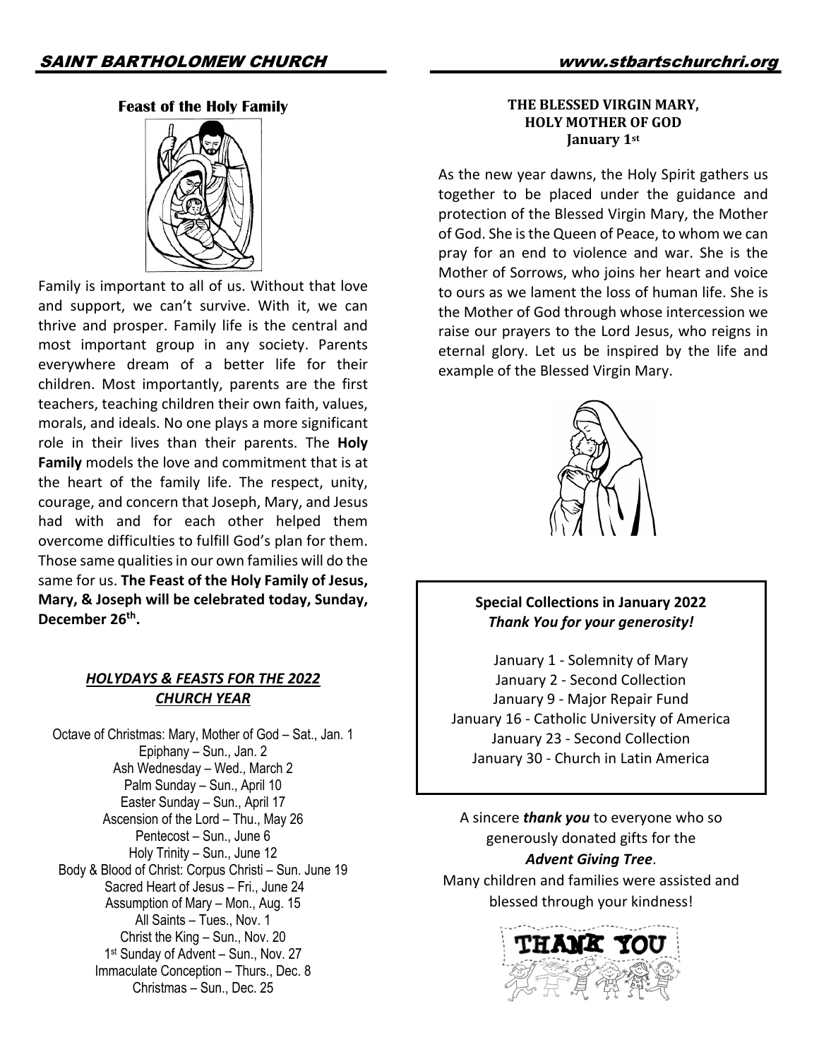## Feast of the Holy Family

Family is important to all of us. Without that love and support, we can't survive. With it, we can thrive and prosper. Family life is the central and most important group in any society. Parents everywhere dream of a better life for their children. Most importantly, parents are the first teachers, teaching children their own faith, values, morals, and ideals. No one plays a more significant role in their lives than their parents. The **Holy Family** models the love and commitment that is at the heart of the family life. The respect, unity, courage, and concern that Joseph, Mary, and Jesus had with and for each other helped them overcome difficulties to fulfill God's plan for them. Those same qualities in our own families will do the same for us. **The Feast of the Holy Family of Jesus, Mary, & Joseph will be celebrated today, Sunday, December 26th.**

### ***HOLYDAYS & FEASTS FOR THE 2022 CHURCH YEAR***

Octave of Christmas: Mary, Mother of God – Sat., Jan. 1
Epiphany – Sun., Jan. 2
Ash Wednesday – Wed., March 2
Palm Sunday – Sun., April 10
Easter Sunday – Sun., April 17
Ascension of the Lord – Thu., May 26
Pentecost – Sun., June 6
Holy Trinity – Sun., June 12
Body & Blood of Christ: Corpus Christi – Sun. June 19
Sacred Heart of Jesus – Fri., June 24
Assumption of Mary – Mon., Aug. 15
All Saints – Tues., Nov. 1
Christ the King – Sun., Nov. 20
1st Sunday of Advent – Sun., Nov. 27
Immaculate Conception – Thurs., Dec. 8
Christmas – Sun., Dec. 25

## THE BLESSED VIRGIN MARY, HOLY MOTHER OF GOD
**January 1st**

As the new year dawns, the Holy Spirit gathers us together to be placed under the guidance and protection of the Blessed Virgin Mary, the Mother of God. She is the Queen of Peace, to whom we can pray for an end to violence and war. She is the Mother of Sorrows, who joins her heart and voice to ours as we lament the loss of human life. She is the Mother of God through whose intercession we raise our prayers to the Lord Jesus, who reigns in eternal glory. Let us be inspired by the life and example of the Blessed Virgin Mary.

**Special Collections in January 2022**
***Thank You for your generosity!***

January 1 - Solemnity of Mary
January 2 - Second Collection
January 9 - Major Repair Fund
January 16 - Catholic University of America
January 23 - Second Collection
January 30 - Church in Latin America

A sincere ***thank you*** to everyone who so generously donated gifts for the ***Advent Giving Tree***.
Many children and families were assisted and blessed through your kindness!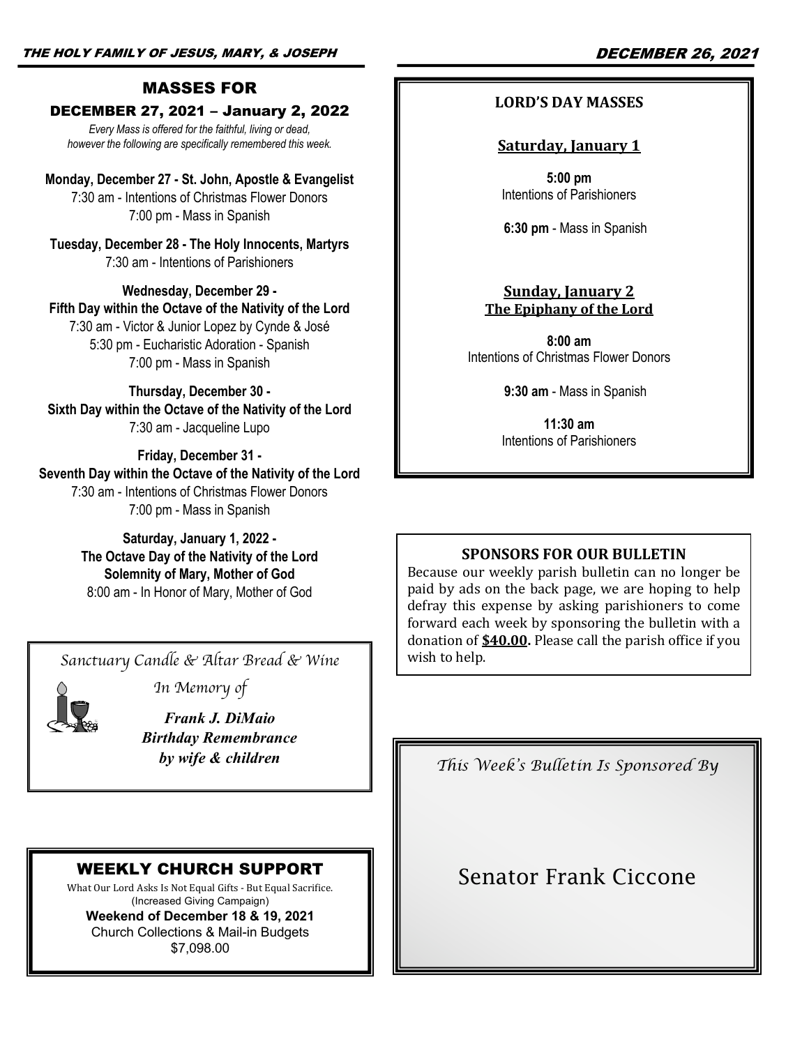## MASSES FOR
### DECEMBER 27, 2021 – January 2, 2022

*Every Mass is offered for the faithful, living or dead, however the following are specifically remembered this week.*

**Monday, December 27 - St. John, Apostle & Evangelist**
7:30 am - Intentions of Christmas Flower Donors
7:00 pm - Mass in Spanish

**Tuesday, December 28 - The Holy Innocents, Martyrs**
7:30 am - Intentions of Parishioners

**Wednesday, December 29 - Fifth Day within the Octave of the Nativity of the Lord**
7:30 am - Victor & Junior Lopez by Cynde & José
5:30 pm - Eucharistic Adoration - Spanish
7:00 pm - Mass in Spanish

**Thursday, December 30 - Sixth Day within the Octave of the Nativity of the Lord**
7:30 am - Jacqueline Lupo

**Friday, December 31 - Seventh Day within the Octave of the Nativity of the Lord**
7:30 am - Intentions of Christmas Flower Donors
7:00 pm - Mass in Spanish

**Saturday, January 1, 2022 - The Octave Day of the Nativity of the Lord Solemnity of Mary, Mother of God**
8:00 am - In Honor of Mary, Mother of God

*Sanctuary Candle & Altar Bread & Wine*
*In Memory of*
***Frank J. DiMaio***
***Birthday Remembrance***
***by wife & children***

## WEEKLY CHURCH SUPPORT

What Our Lord Asks Is Not Equal Gifts - But Equal Sacrifice.
(Increased Giving Campaign)
**Weekend of December 18 & 19, 2021**
Church Collections & Mail-in Budgets
$7,098.00

## LORD'S DAY MASSES

**Saturday, January 1**

**5:00 pm**
Intentions of Parishioners

**6:30 pm** - Mass in Spanish

**Sunday, January 2**
**The Epiphany of the Lord**

**8:00 am**
Intentions of Christmas Flower Donors

**9:30 am** - Mass in Spanish

**11:30 am**
Intentions of Parishioners

## SPONSORS FOR OUR BULLETIN

Because our weekly parish bulletin can no longer be paid by ads on the back page, we are hoping to help defray this expense by asking parishioners to come forward each week by sponsoring the bulletin with a donation of **$40.00.** Please call the parish office if you wish to help.

*This Week's Bulletin Is Sponsored By*

Senator Frank Ciccone